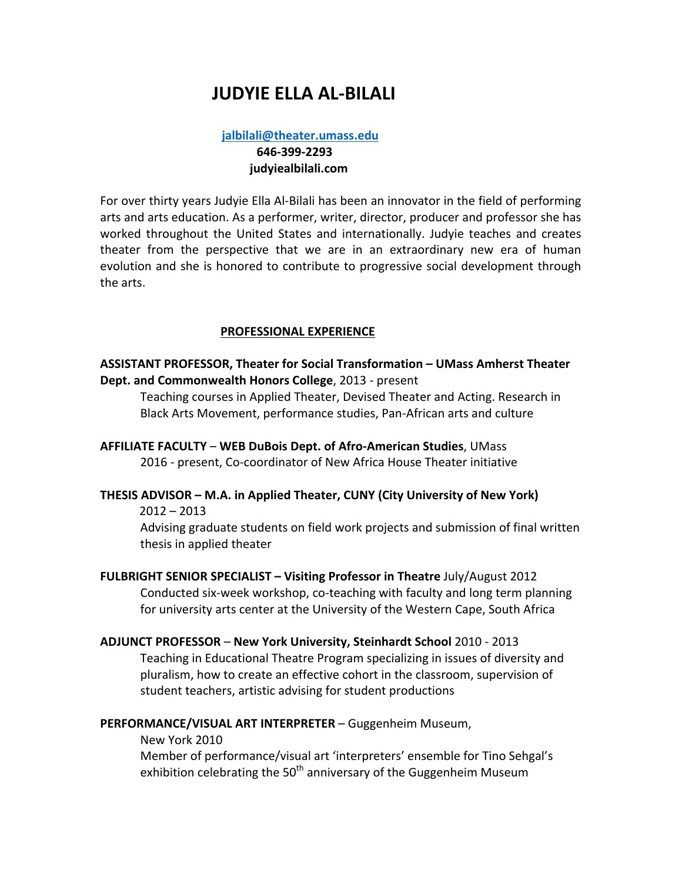# JUDYIE ELLA AL-BILALI

**jalbilali@theater.umass.edu**
**646-399-2293**
**judyiealbilali.com**

For over thirty years Judyie Ella Al-Bilali has been an innovator in the field of performing arts and arts education. As a performer, writer, director, producer and professor she has worked throughout the United States and internationally. Judyie teaches and creates theater from the perspective that we are in an extraordinary new era of human evolution and she is honored to contribute to progressive social development through the arts.

## PROFESSIONAL EXPERIENCE

**ASSISTANT PROFESSOR, Theater for Social Transformation – UMass Amherst Theater Dept. and Commonwealth Honors College**, 2013 - present

Teaching courses in Applied Theater, Devised Theater and Acting. Research in Black Arts Movement, performance studies, Pan-African arts and culture

**AFFILIATE FACULTY** – **WEB DuBois Dept. of Afro-American Studies**, UMass

2016 - present, Co-coordinator of New Africa House Theater initiative

**THESIS ADVISOR – M.A. in Applied Theater, CUNY (City University of New York)**

2012 – 2013

Advising graduate students on field work projects and submission of final written thesis in applied theater

**FULBRIGHT SENIOR SPECIALIST – Visiting Professor in Theatre** July/August 2012

Conducted six-week workshop, co-teaching with faculty and long term planning for university arts center at the University of the Western Cape, South Africa

**ADJUNCT PROFESSOR** – **New York University, Steinhardt School** 2010 - 2013

Teaching in Educational Theatre Program specializing in issues of diversity and pluralism, how to create an effective cohort in the classroom, supervision of student teachers, artistic advising for student productions

**PERFORMANCE/VISUAL ART INTERPRETER** – Guggenheim Museum,

New York 2010

Member of performance/visual art 'interpreters' ensemble for Tino Sehgal's exhibition celebrating the 50th anniversary of the Guggenheim Museum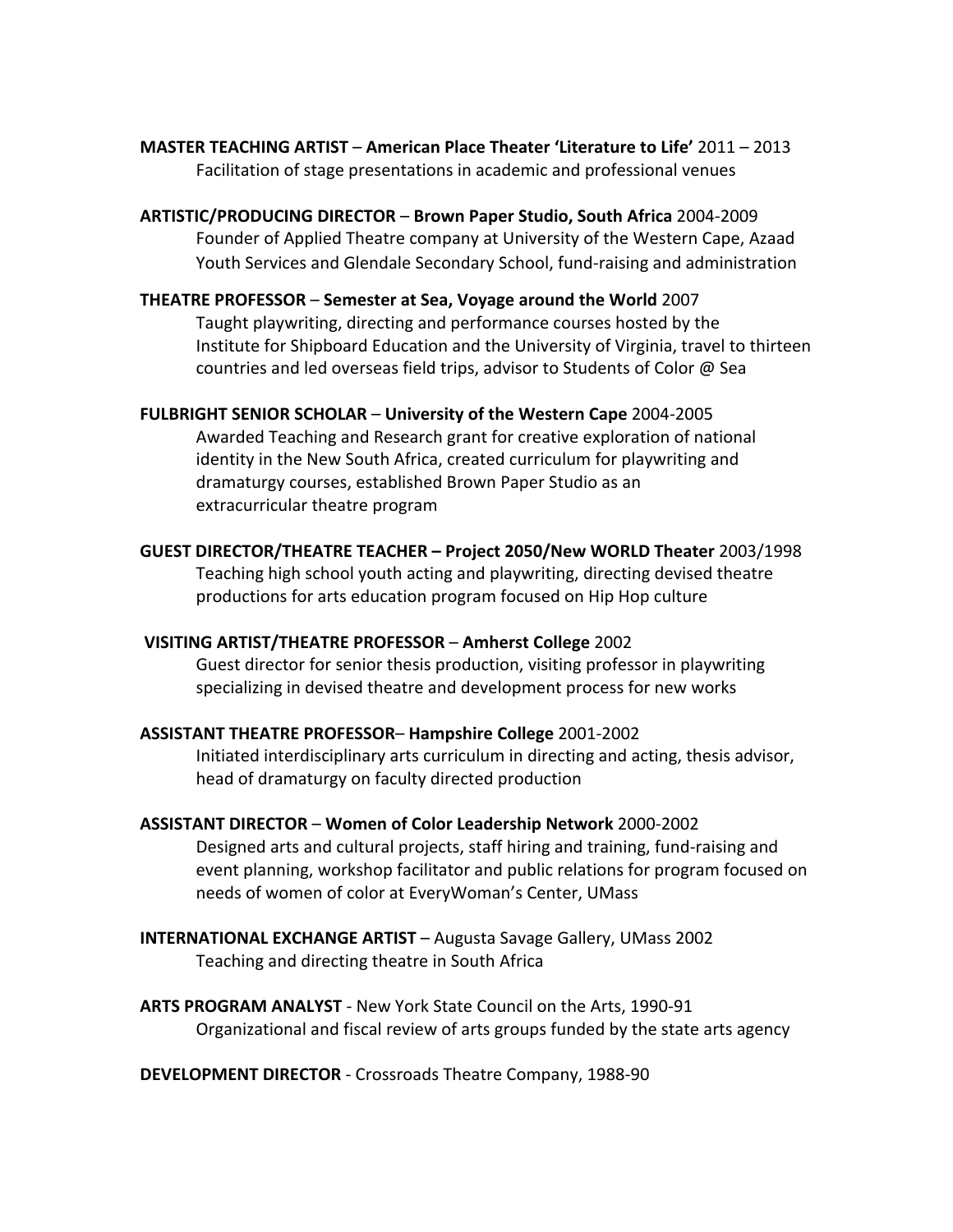**MASTER TEACHING ARTIST** – **American Place Theater 'Literature to Life'** 2011 – 2013

Facilitation of stage presentations in academic and professional venues

**ARTISTIC/PRODUCING DIRECTOR** – **Brown Paper Studio, South Africa** 2004-2009

Founder of Applied Theatre company at University of the Western Cape, Azaad Youth Services and Glendale Secondary School, fund-raising and administration

**THEATRE PROFESSOR** – **Semester at Sea, Voyage around the World** 2007

Taught playwriting, directing and performance courses hosted by the Institute for Shipboard Education and the University of Virginia, travel to thirteen countries and led overseas field trips, advisor to Students of Color @ Sea

**FULBRIGHT SENIOR SCHOLAR** – **University of the Western Cape** 2004-2005

Awarded Teaching and Research grant for creative exploration of national identity in the New South Africa, created curriculum for playwriting and dramaturgy courses, established Brown Paper Studio as an extracurricular theatre program

**GUEST DIRECTOR/THEATRE TEACHER – Project 2050/New WORLD Theater** 2003/1998

Teaching high school youth acting and playwriting, directing devised theatre productions for arts education program focused on Hip Hop culture

**VISITING ARTIST/THEATRE PROFESSOR** – **Amherst College** 2002

Guest director for senior thesis production, visiting professor in playwriting specializing in devised theatre and development process for new works

**ASSISTANT THEATRE PROFESSOR**– **Hampshire College** 2001-2002

Initiated interdisciplinary arts curriculum in directing and acting, thesis advisor, head of dramaturgy on faculty directed production

**ASSISTANT DIRECTOR** – **Women of Color Leadership Network** 2000-2002

Designed arts and cultural projects, staff hiring and training, fund-raising and event planning, workshop facilitator and public relations for program focused on needs of women of color at EveryWoman's Center, UMass

**INTERNATIONAL EXCHANGE ARTIST** – Augusta Savage Gallery, UMass 2002

Teaching and directing theatre in South Africa

**ARTS PROGRAM ANALYST** - New York State Council on the Arts, 1990-91

Organizational and fiscal review of arts groups funded by the state arts agency

**DEVELOPMENT DIRECTOR** - Crossroads Theatre Company, 1988-90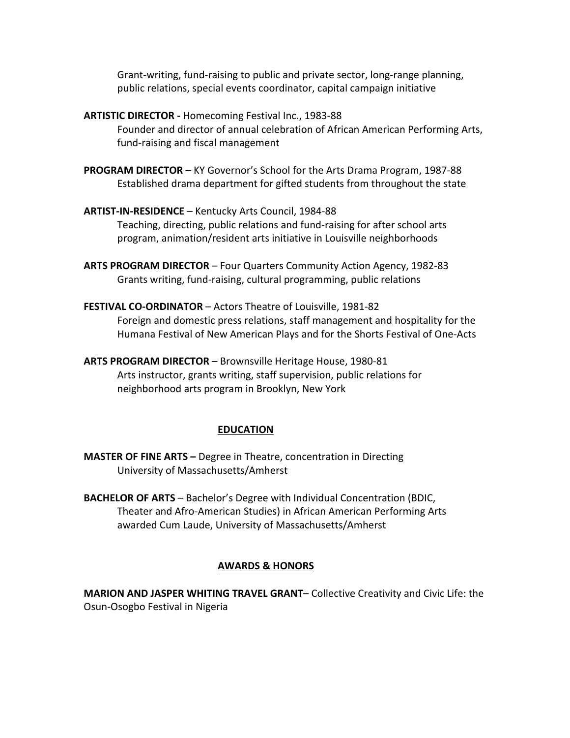Grant-writing, fund-raising to public and private sector, long-range planning, public relations, special events coordinator, capital campaign initiative

**ARTISTIC DIRECTOR -** Homecoming Festival Inc., 1983-88
Founder and director of annual celebration of African American Performing Arts, fund-raising and fiscal management

**PROGRAM DIRECTOR** – KY Governor's School for the Arts Drama Program, 1987-88
Established drama department for gifted students from throughout the state

**ARTIST-IN-RESIDENCE** – Kentucky Arts Council, 1984-88
Teaching, directing, public relations and fund-raising for after school arts program, animation/resident arts initiative in Louisville neighborhoods

**ARTS PROGRAM DIRECTOR** – Four Quarters Community Action Agency, 1982-83
Grants writing, fund-raising, cultural programming, public relations

**FESTIVAL CO-ORDINATOR** – Actors Theatre of Louisville, 1981-82
Foreign and domestic press relations, staff management and hospitality for the Humana Festival of New American Plays and for the Shorts Festival of One-Acts

**ARTS PROGRAM DIRECTOR** – Brownsville Heritage House, 1980-81
Arts instructor, grants writing, staff supervision, public relations for neighborhood arts program in Brooklyn, New York

## EDUCATION

**MASTER OF FINE ARTS –** Degree in Theatre, concentration in Directing
University of Massachusetts/Amherst

**BACHELOR OF ARTS** – Bachelor's Degree with Individual Concentration (BDIC, Theater and Afro-American Studies) in African American Performing Arts awarded Cum Laude, University of Massachusetts/Amherst

## AWARDS & HONORS

**MARION AND JASPER WHITING TRAVEL GRANT**– Collective Creativity and Civic Life: the Osun-Osogbo Festival in Nigeria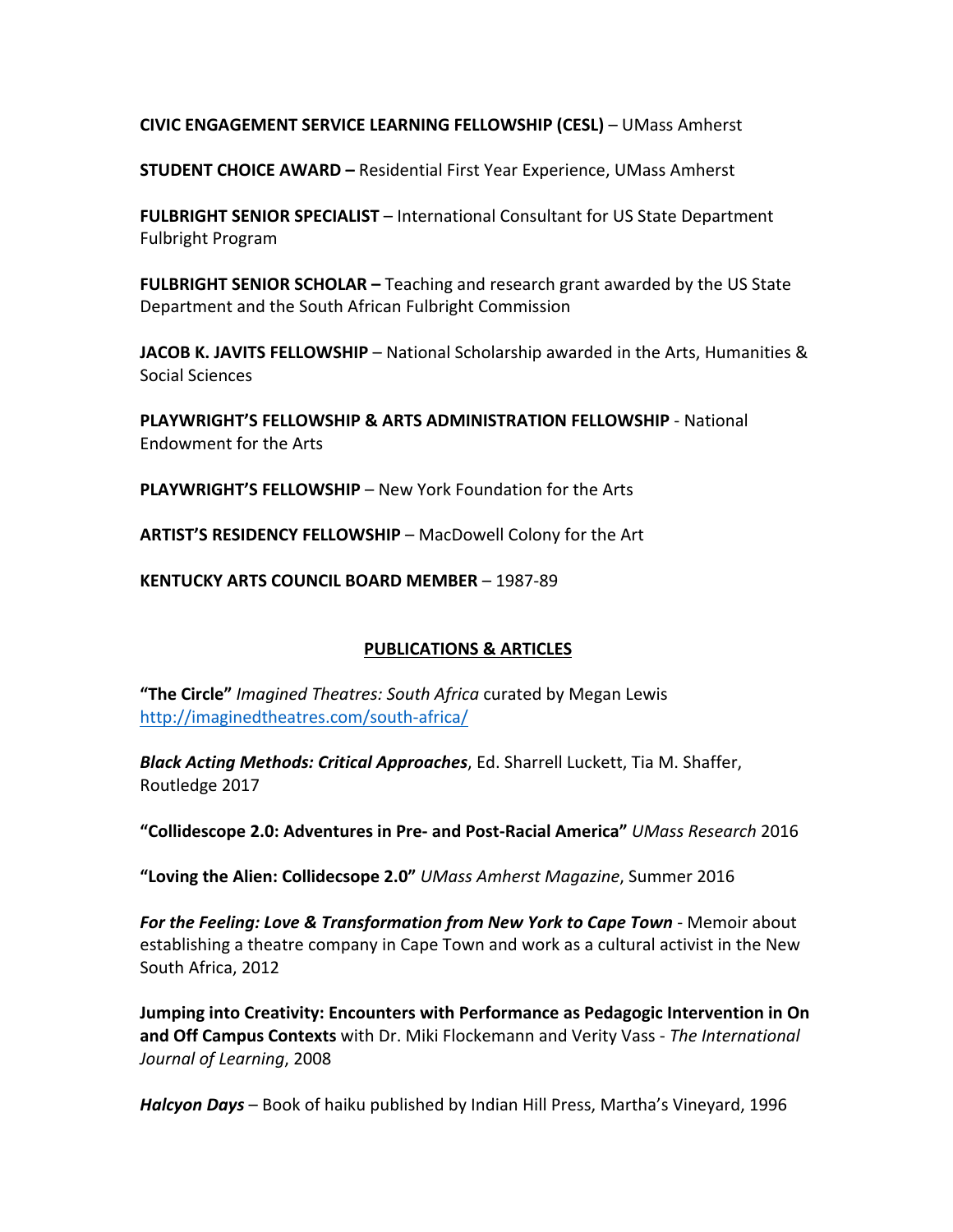**CIVIC ENGAGEMENT SERVICE LEARNING FELLOWSHIP (CESL)** – UMass Amherst

**STUDENT CHOICE AWARD –** Residential First Year Experience, UMass Amherst

**FULBRIGHT SENIOR SPECIALIST** – International Consultant for US State Department Fulbright Program

**FULBRIGHT SENIOR SCHOLAR –** Teaching and research grant awarded by the US State Department and the South African Fulbright Commission

**JACOB K. JAVITS FELLOWSHIP** – National Scholarship awarded in the Arts, Humanities & Social Sciences

**PLAYWRIGHT'S FELLOWSHIP & ARTS ADMINISTRATION FELLOWSHIP** - National Endowment for the Arts

**PLAYWRIGHT'S FELLOWSHIP** – New York Foundation for the Arts

**ARTIST'S RESIDENCY FELLOWSHIP** – MacDowell Colony for the Art

**KENTUCKY ARTS COUNCIL BOARD MEMBER** – 1987-89

## PUBLICATIONS & ARTICLES

**"The Circle"** *Imagined Theatres: South Africa* curated by Megan Lewis
http://imaginedtheatres.com/south-africa/

***Black Acting Methods: Critical Approaches***, Ed. Sharrell Luckett, Tia M. Shaffer, Routledge 2017

**"Collidescope 2.0: Adventures in Pre- and Post-Racial America"** *UMass Research* 2016

**"Loving the Alien: Collidecsope 2.0"** *UMass Amherst Magazine*, Summer 2016

***For the Feeling: Love & Transformation from New York to Cape Town*** - Memoir about establishing a theatre company in Cape Town and work as a cultural activist in the New South Africa, 2012

**Jumping into Creativity: Encounters with Performance as Pedagogic Intervention in On and Off Campus Contexts** with Dr. Miki Flockemann and Verity Vass - *The International Journal of Learning*, 2008

***Halcyon Days*** – Book of haiku published by Indian Hill Press, Martha's Vineyard, 1996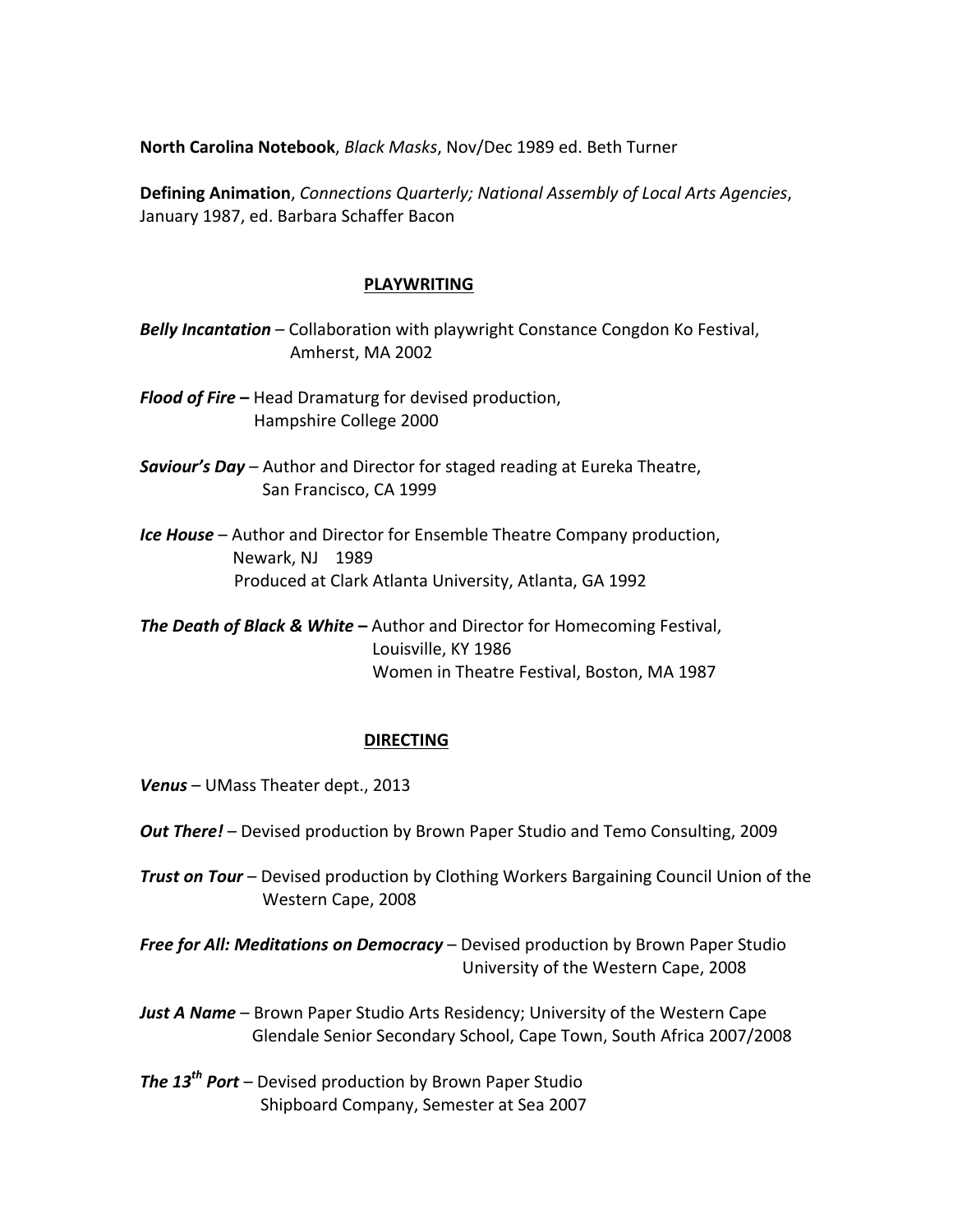**North Carolina Notebook**, *Black Masks*, Nov/Dec 1989 ed. Beth Turner

**Defining Animation**, *Connections Quarterly; National Assembly of Local Arts Agencies*, January 1987, ed. Barbara Schaffer Bacon

## PLAYWRITING

***Belly Incantation*** – Collaboration with playwright Constance Congdon Ko Festival, Amherst, MA 2002

***Flood of Fire*** **–** Head Dramaturg for devised production, Hampshire College 2000

***Saviour's Day*** – Author and Director for staged reading at Eureka Theatre, San Francisco, CA 1999

***Ice House*** – Author and Director for Ensemble Theatre Company production, Newark, NJ 1989
Produced at Clark Atlanta University, Atlanta, GA 1992

***The Death of Black & White*** **–** Author and Director for Homecoming Festival, Louisville, KY 1986
Women in Theatre Festival, Boston, MA 1987

## DIRECTING

***Venus*** – UMass Theater dept., 2013

***Out There!*** – Devised production by Brown Paper Studio and Temo Consulting, 2009

***Trust on Tour*** – Devised production by Clothing Workers Bargaining Council Union of the Western Cape, 2008

***Free for All: Meditations on Democracy*** – Devised production by Brown Paper Studio University of the Western Cape, 2008

***Just A Name*** – Brown Paper Studio Arts Residency; University of the Western Cape Glendale Senior Secondary School, Cape Town, South Africa 2007/2008

***The 13th Port*** – Devised production by Brown Paper Studio Shipboard Company, Semester at Sea 2007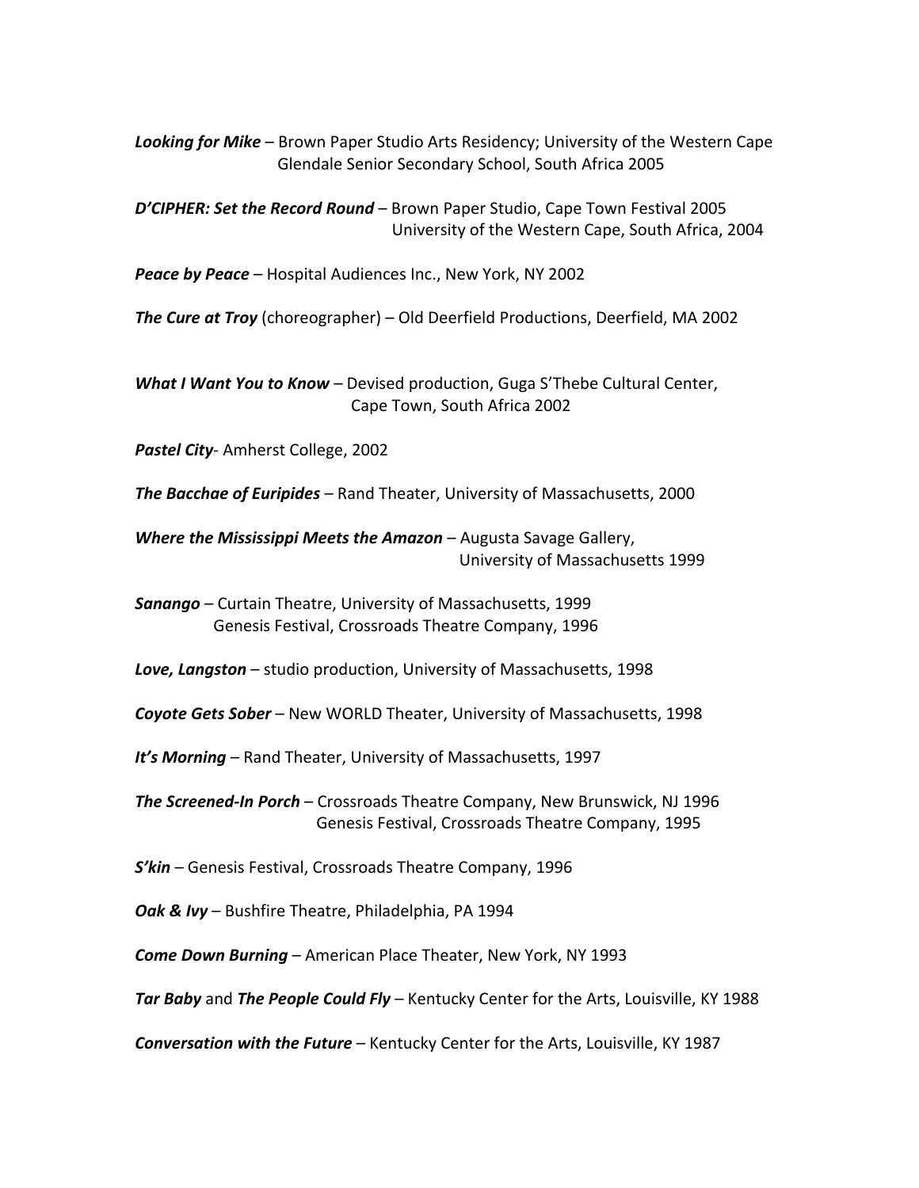***Looking for Mike*** – Brown Paper Studio Arts Residency; University of the Western Cape
Glendale Senior Secondary School, South Africa 2005

***D'CIPHER: Set the Record Round*** – Brown Paper Studio, Cape Town Festival 2005
University of the Western Cape, South Africa, 2004

***Peace by Peace*** – Hospital Audiences Inc., New York, NY 2002

***The Cure at Troy*** (choreographer) – Old Deerfield Productions, Deerfield, MA 2002

***What I Want You to Know*** – Devised production, Guga S'Thebe Cultural Center,
Cape Town, South Africa 2002

***Pastel City***- Amherst College, 2002

***The Bacchae of Euripides*** – Rand Theater, University of Massachusetts, 2000

***Where the Mississippi Meets the Amazon*** – Augusta Savage Gallery,
University of Massachusetts 1999

***Sanango*** – Curtain Theatre, University of Massachusetts, 1999
Genesis Festival, Crossroads Theatre Company, 1996

***Love, Langston*** – studio production, University of Massachusetts, 1998

***Coyote Gets Sober*** – New WORLD Theater, University of Massachusetts, 1998

***It's Morning*** – Rand Theater, University of Massachusetts, 1997

***The Screened-In Porch*** – Crossroads Theatre Company, New Brunswick, NJ 1996
Genesis Festival, Crossroads Theatre Company, 1995

***S'kin*** – Genesis Festival, Crossroads Theatre Company, 1996

***Oak & Ivy*** – Bushfire Theatre, Philadelphia, PA 1994

***Come Down Burning*** – American Place Theater, New York, NY 1993

***Tar Baby*** and ***The People Could Fly*** – Kentucky Center for the Arts, Louisville, KY 1988

***Conversation with the Future*** – Kentucky Center for the Arts, Louisville, KY 1987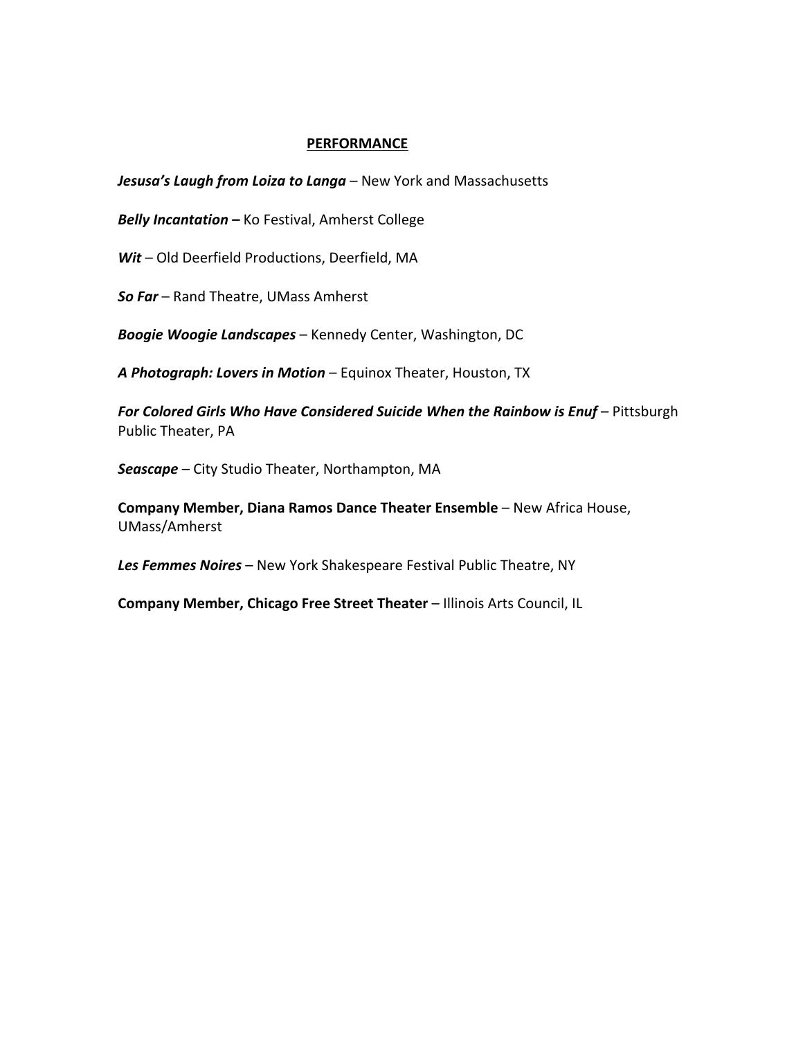**PERFORMANCE**

***Jesusa's Laugh from Loiza to Langa*** – New York and Massachusetts

***Belly Incantation –*** Ko Festival, Amherst College

***Wit*** – Old Deerfield Productions, Deerfield, MA

***So Far*** – Rand Theatre, UMass Amherst

***Boogie Woogie Landscapes*** – Kennedy Center, Washington, DC

***A Photograph: Lovers in Motion*** – Equinox Theater, Houston, TX

***For Colored Girls Who Have Considered Suicide When the Rainbow is Enuf*** – Pittsburgh Public Theater, PA

***Seascape*** – City Studio Theater, Northampton, MA

**Company Member, Diana Ramos Dance Theater Ensemble** – New Africa House, UMass/Amherst

***Les Femmes Noires*** – New York Shakespeare Festival Public Theatre, NY

**Company Member, Chicago Free Street Theater** – Illinois Arts Council, IL